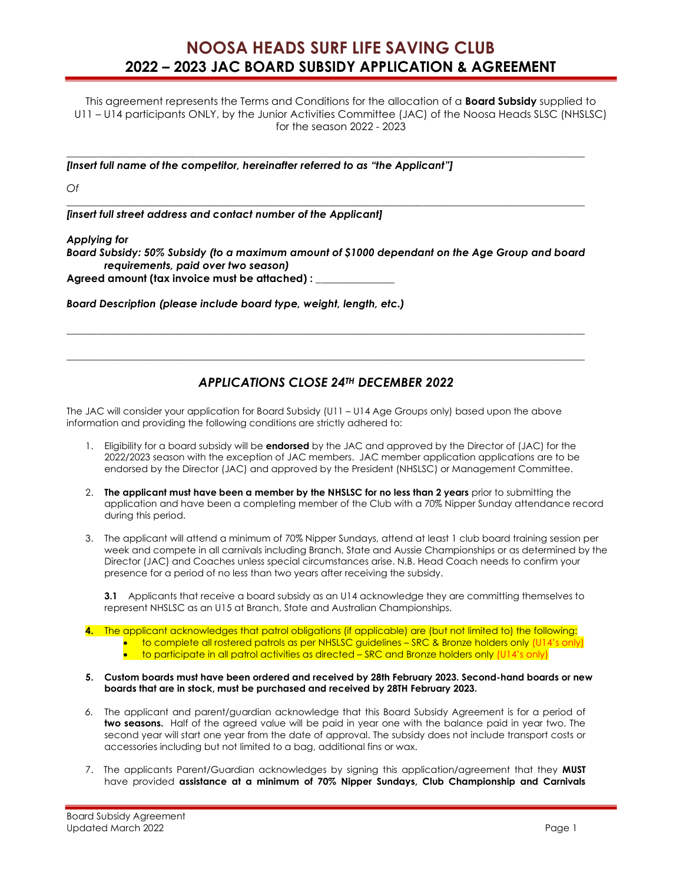# NOOSA HEADS SURF LIFE SAVING CLUB
## 2022 – 2023 JAC BOARD SUBSIDY APPLICATION & AGREEMENT

This agreement represents the Terms and Conditions for the allocation of a **Board Subsidy** supplied to U11 – U14 participants ONLY, by the Junior Activities Committee (JAC) of the Noosa Heads SLSC (NHSLSC) for the season 2022 - 2023

______________________________________________________________________________

***[Insert full name of the competitor, hereinafter referred to as "the Applicant"]***

*Of*

______________________________________________________________________________

***[insert full street address and contact number of the Applicant]***

***Applying for***

***Board Subsidy: 50% Subsidy (to a maximum amount of $1000 dependant on the Age Group and board requirements, paid over two season)***

**Agreed amount (tax invoice must be attached) : _______________**

***Board Description (please include board type, weight, length, etc.)***

______________________________________________________________________________

______________________________________________________________________________

### *APPLICATIONS CLOSE 24TH DECEMBER 2022*

The JAC will consider your application for Board Subsidy (U11 – U14 Age Groups only) based upon the above information and providing the following conditions are strictly adhered to:

1. Eligibility for a board subsidy will be **endorsed** by the JAC and approved by the Director of (JAC) for the 2022/2023 season with the exception of JAC members. JAC member application applications are to be endorsed by the Director (JAC) and approved by the President (NHSLSC) or Management Committee.

2. **The applicant must have been a member by the NHSLSC for no less than 2 years** prior to submitting the application and have been a completing member of the Club with a 70% Nipper Sunday attendance record during this period.

3. The applicant will attend a minimum of 70% Nipper Sundays, attend at least 1 club board training session per week and compete in all carnivals including Branch, State and Aussie Championships or as determined by the Director (JAC) and Coaches unless special circumstances arise. N.B. Head Coach needs to confirm your presence for a period of no less than two years after receiving the subsidy.

   **3.1** Applicants that receive a board subsidy as an U14 acknowledge they are committing themselves to represent NHSLSC as an U15 at Branch, State and Australian Championships.

4. The applicant acknowledges that patrol obligations (if applicable) are (but not limited to) the following:
   - to complete all rostered patrols as per NHSLSC guidelines – SRC & Bronze holders only (U14's only)
   - to participate in all patrol activities as directed – SRC and Bronze holders only (U14's only)

5. **Custom boards must have been ordered and received by 28th February 2023. Second-hand boards or new boards that are in stock, must be purchased and received by 28TH February 2023.**

6. The applicant and parent/guardian acknowledge that this Board Subsidy Agreement is for a period of **two seasons.** Half of the agreed value will be paid in year one with the balance paid in year two. The second year will start one year from the date of approval. The subsidy does not include transport costs or accessories including but not limited to a bag, additional fins or wax.

7. The applicants Parent/Guardian acknowledges by signing this application/agreement that they **MUST** have provided **assistance at a minimum of 70% Nipper Sundays, Club Championship and Carnivals**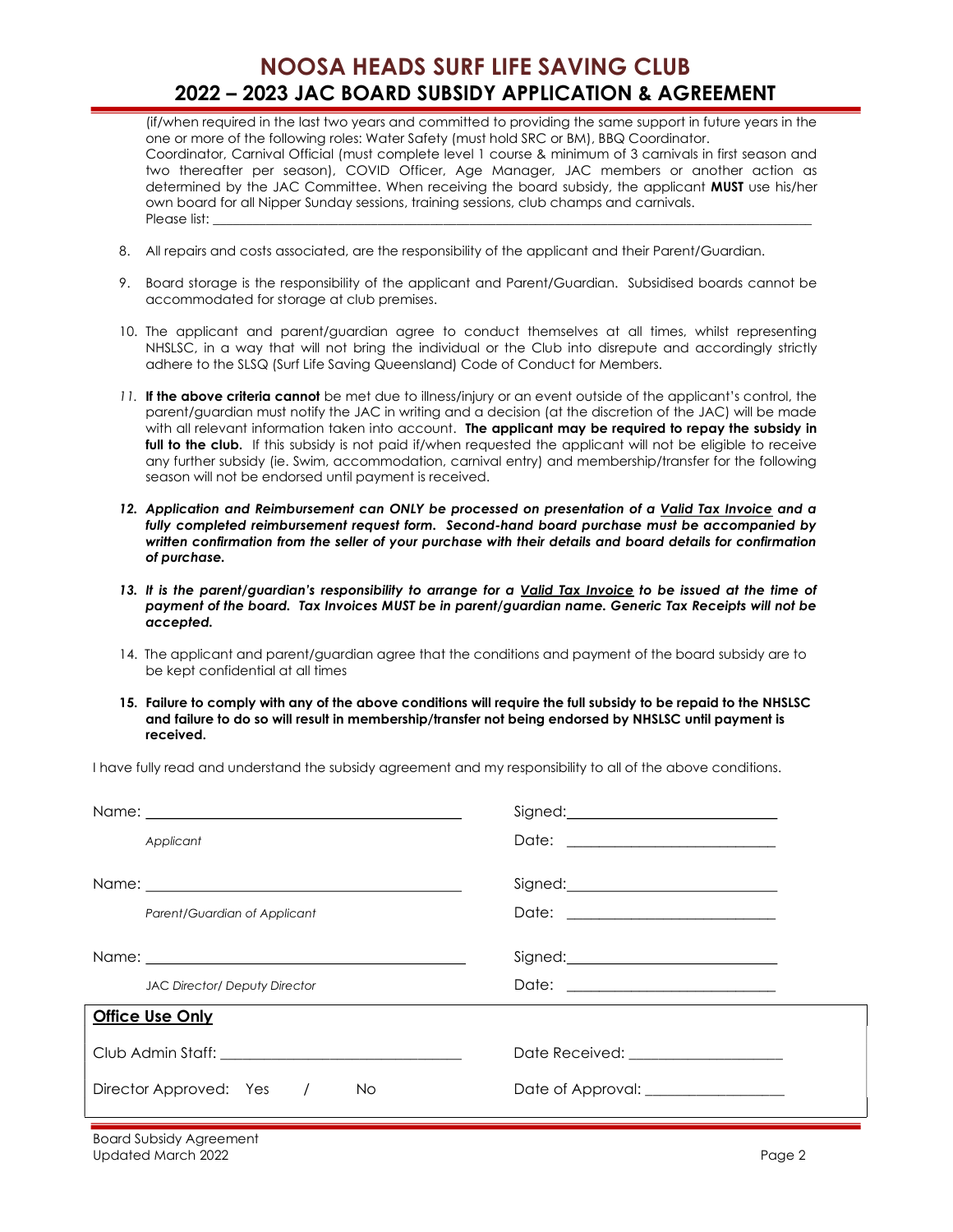# NOOSA HEADS SURF LIFE SAVING CLUB

## 2022 – 2023 JAC BOARD SUBSIDY APPLICATION & AGREEMENT

(if/when required in the last two years and committed to providing the same support in future years in the one or more of the following roles: Water Safety (must hold SRC or BM), BBQ Coordinator. Coordinator, Carnival Official (must complete level 1 course & minimum of 3 carnivals in first season and two thereafter per season), COVID Officer, Age Manager, JAC members or another action as determined by the JAC Committee. When receiving the board subsidy, the applicant **MUST** use his/her own board for all Nipper Sunday sessions, training sessions, club champs and carnivals.
Please list: ______________________________________________________________________

8. All repairs and costs associated, are the responsibility of the applicant and their Parent/Guardian.

9. Board storage is the responsibility of the applicant and Parent/Guardian. Subsidised boards cannot be accommodated for storage at club premises.

10. The applicant and parent/guardian agree to conduct themselves at all times, whilst representing NHSLSC, in a way that will not bring the individual or the Club into disrepute and accordingly strictly adhere to the SLSQ (Surf Life Saving Queensland) Code of Conduct for Members.

11. **If the above criteria cannot** be met due to illness/injury or an event outside of the applicant's control, the parent/guardian must notify the JAC in writing and a decision (at the discretion of the JAC) will be made with all relevant information taken into account. **The applicant may be required to repay the subsidy in full to the club.** If this subsidy is not paid if/when requested the applicant will not be eligible to receive any further subsidy (ie. Swim, accommodation, carnival entry) and membership/transfer for the following season will not be endorsed until payment is received.

12. ***Application and Reimbursement can ONLY be processed on presentation of a <u>Valid Tax Invoice</u> and a fully completed reimbursement request form. Second-hand board purchase must be accompanied by written confirmation from the seller of your purchase with their details and board details for confirmation of purchase.***

13. ***It is the parent/guardian's responsibility to arrange for a <u>Valid Tax Invoice</u> to be issued at the time of payment of the board. Tax Invoices MUST be in parent/guardian name. Generic Tax Receipts will not be accepted.***

14. The applicant and parent/guardian agree that the conditions and payment of the board subsidy are to be kept confidential at all times

15. **Failure to comply with any of the above conditions will require the full subsidy to be repaid to the NHSLSC and failure to do so will result in membership/transfer not being endorsed by NHSLSC until payment is received.**

I have fully read and understand the subsidy agreement and my responsibility to all of the above conditions.

Name: ______________________________ Signed: ______________________
*Applicant* Date: ______________________

Name: ______________________________ Signed: ______________________
*Parent/Guardian of Applicant* Date: ______________________

Name: ______________________________ Signed: ______________________
*JAC Director/ Deputy Director* Date: ______________________

**<u>Office Use Only</u>**

Club Admin Staff: ______________________ Date Received: ______________________

Director Approved: Yes / No Date of Approval: ______________________

Board Subsidy Agreement
Updated March 2022